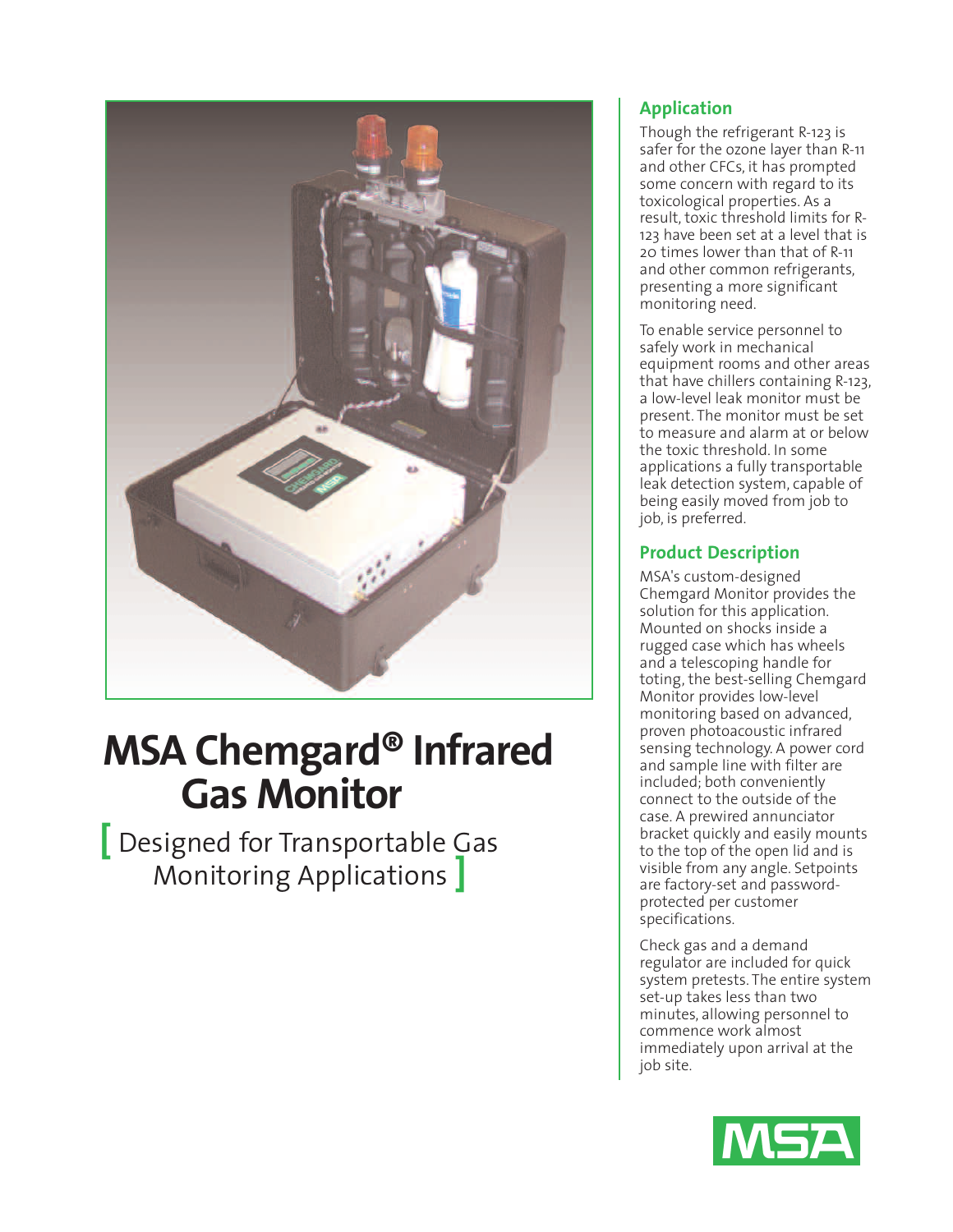# MSA Chemgard® Infrared Gas Monitor

[ Designed for Transportable Gas Monitoring Applications ]

## Application

Though the refrigerant R-123 is safer for the ozone layer than R-11 and other CFCs, it has prompted some concern with regard to its toxicological properties. As a result, toxic threshold limits for R-123 have been set at a level that is 20 times lower than that of R-11 and other common refrigerants, presenting a more significant monitoring need.

To enable service personnel to safely work in mechanical equipment rooms and other areas that have chillers containing R-123, a low-level leak monitor must be present. The monitor must be set to measure and alarm at or below the toxic threshold. In some applications a fully transportable leak detection system, capable of being easily moved from job to job, is preferred.

## Product Description

MSA's custom-designed Chemgard Monitor provides the solution for this application. Mounted on shocks inside a rugged case which has wheels and a telescoping handle for toting, the best-selling Chemgard Monitor provides low-level monitoring based on advanced, proven photoacoustic infrared sensing technology. A power cord and sample line with filter are included; both conveniently connect to the outside of the case. A prewired annunciator bracket quickly and easily mounts to the top of the open lid and is visible from any angle. Setpoints are factory-set and password-protected per customer specifications.

Check gas and a demand regulator are included for quick system pretests. The entire system set-up takes less than two minutes, allowing personnel to commence work almost immediately upon arrival at the job site.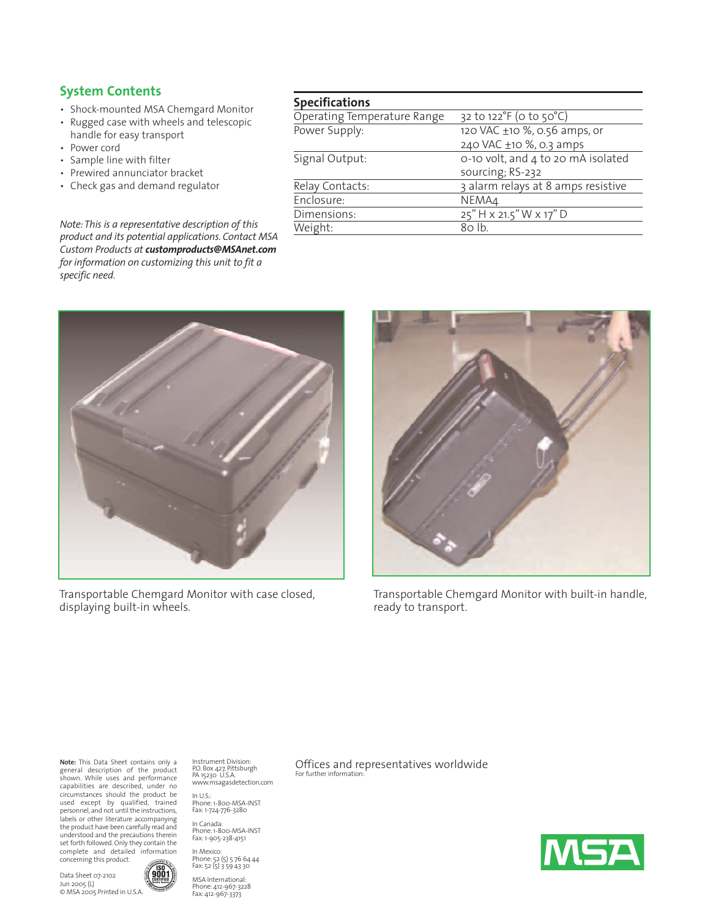## System Contents

- Shock-mounted MSA Chemgard Monitor
- Rugged case with wheels and telescopic handle for easy transport
- Power cord
- Sample line with filter
- Prewired annunciator bracket
- Check gas and demand regulator

*Note: This is a representative description of this product and its potential applications. Contact MSA Custom Products at **customproducts@MSAnet.com** for information on customizing this unit to fit a specific need.*

## Specifications

| | |
|---|---|
| Operating Temperature Range | 32 to 122°F (0 to 50°C) |
| Power Supply: | 120 VAC ±10 %, 0.56 amps, or 240 VAC ±10 %, 0.3 amps |
| Signal Output: | 0-10 volt, and 4 to 20 mA isolated sourcing; RS-232 |
| Relay Contacts: | 3 alarm relays at 8 amps resistive |
| Enclosure: | NEMA4 |
| Dimensions: | 25" H x 21.5" W x 17" D |
| Weight: | 80 lb. |

Transportable Chemgard Monitor with case closed, displaying built-in wheels.

Transportable Chemgard Monitor with built-in handle, ready to transport.

**Note:** This Data Sheet contains only a general description of the product shown. While uses and performance capabilities are described, under no circumstances should the product be used except by qualified, trained personnel, and not until the instructions, labels or other literature accompanying the product have been carefully read and understood and the precautions therein set forth followed. Only they contain the complete and detailed information concerning this product.

Data Sheet 07-2102
Jun 2005 (L)
© MSA 2005 Printed in U.S.A.

Instrument Division:
P.O. Box 427, Pittsburgh
PA 15230 U.S.A.
www.msagasdetection.com

In U.S.:
Phone: 1-800-MSA-INST
Fax: 1-724-776-3280

In Canada:
Phone: 1-800-MSA-INST
Fax: 1-905-238-4151

In Mexico:
Phone: 52 (5) 5 76 64 44
Fax: 52 (5) 3 59 43 30

MSA International:
Phone: 412-967-3228
Fax: 412-967-3373

Offices and representatives worldwide
For further information:

MSA